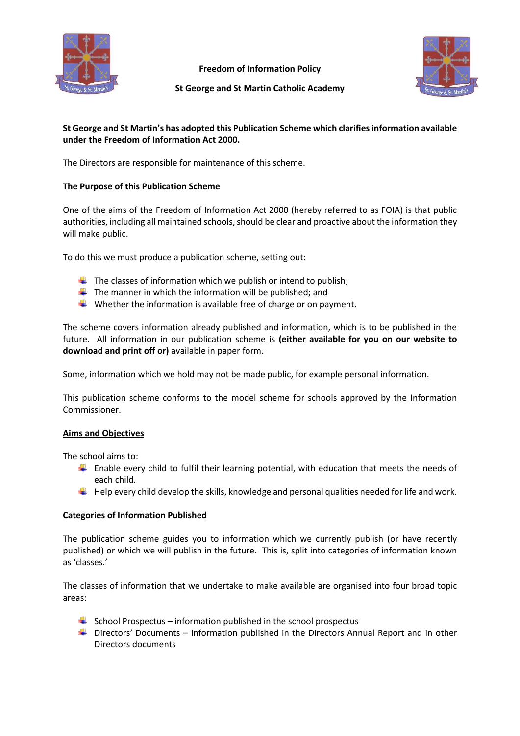**Freedom of Information Policy**

**St George and St Martin Catholic Academy**

**St George and St Martin's has adopted this Publication Scheme which clarifies information available under the Freedom of Information Act 2000.**

The Directors are responsible for maintenance of this scheme.

**The Purpose of this Publication Scheme**

One of the aims of the Freedom of Information Act 2000 (hereby referred to as FOIA) is that public authorities, including all maintained schools, should be clear and proactive about the information they will make public.

To do this we must produce a publication scheme, setting out:

- The classes of information which we publish or intend to publish;
- The manner in which the information will be published; and
- Whether the information is available free of charge or on payment.

The scheme covers information already published and information, which is to be published in the future. All information in our publication scheme is **(either available for you on our website to download and print off or)** available in paper form.

Some, information which we hold may not be made public, for example personal information.

This publication scheme conforms to the model scheme for schools approved by the Information Commissioner.

**Aims and Objectives**

The school aims to:

- Enable every child to fulfil their learning potential, with education that meets the needs of each child.
- Help every child develop the skills, knowledge and personal qualities needed for life and work.

**Categories of Information Published**

The publication scheme guides you to information which we currently publish (or have recently published) or which we will publish in the future. This is, split into categories of information known as 'classes.'

The classes of information that we undertake to make available are organised into four broad topic areas:

- School Prospectus – information published in the school prospectus
- Directors' Documents – information published in the Directors Annual Report and in other Directors documents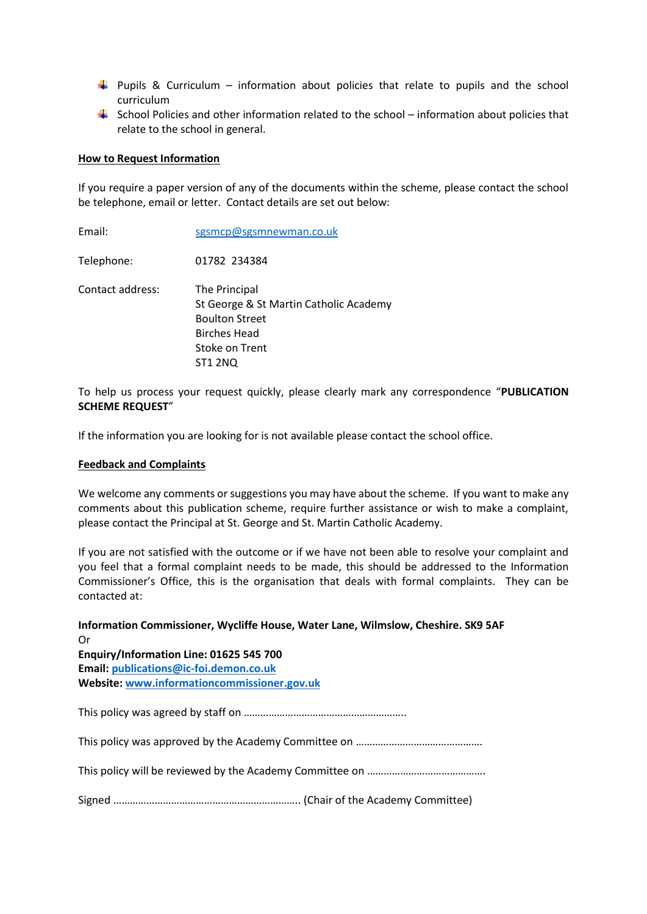- Pupils & Curriculum – information about policies that relate to pupils and the school curriculum
- School Policies and other information related to the school – information about policies that relate to the school in general.

**How to Request Information**

If you require a paper version of any of the documents within the scheme, please contact the school be telephone, email or letter. Contact details are set out below:

| | |
|---|---|
| Email: | sgsmcp@sgsmnewman.co.uk |
| Telephone: | 01782 234384 |
| Contact address: | The Principal<br>St George & St Martin Catholic Academy<br>Boulton Street<br>Birches Head<br>Stoke on Trent<br>ST1 2NQ |

To help us process your request quickly, please clearly mark any correspondence "**PUBLICATION SCHEME REQUEST**"

If the information you are looking for is not available please contact the school office.

**Feedback and Complaints**

We welcome any comments or suggestions you may have about the scheme. If you want to make any comments about this publication scheme, require further assistance or wish to make a complaint, please contact the Principal at St. George and St. Martin Catholic Academy.

If you are not satisfied with the outcome or if we have not been able to resolve your complaint and you feel that a formal complaint needs to be made, this should be addressed to the Information Commissioner's Office, this is the organisation that deals with formal complaints. They can be contacted at:

**Information Commissioner, Wycliffe House, Water Lane, Wilmslow, Cheshire. SK9 5AF**
Or
**Enquiry/Information Line: 01625 545 700**
**Email: publications@ic-foi.demon.co.uk**
**Website: www.informationcommissioner.gov.uk**

This policy was agreed by staff on …………………………………………………..

This policy was approved by the Academy Committee on ……………………………………….

This policy will be reviewed by the Academy Committee on …………………………………….

Signed ………………………………………………………….. (Chair of the Academy Committee)